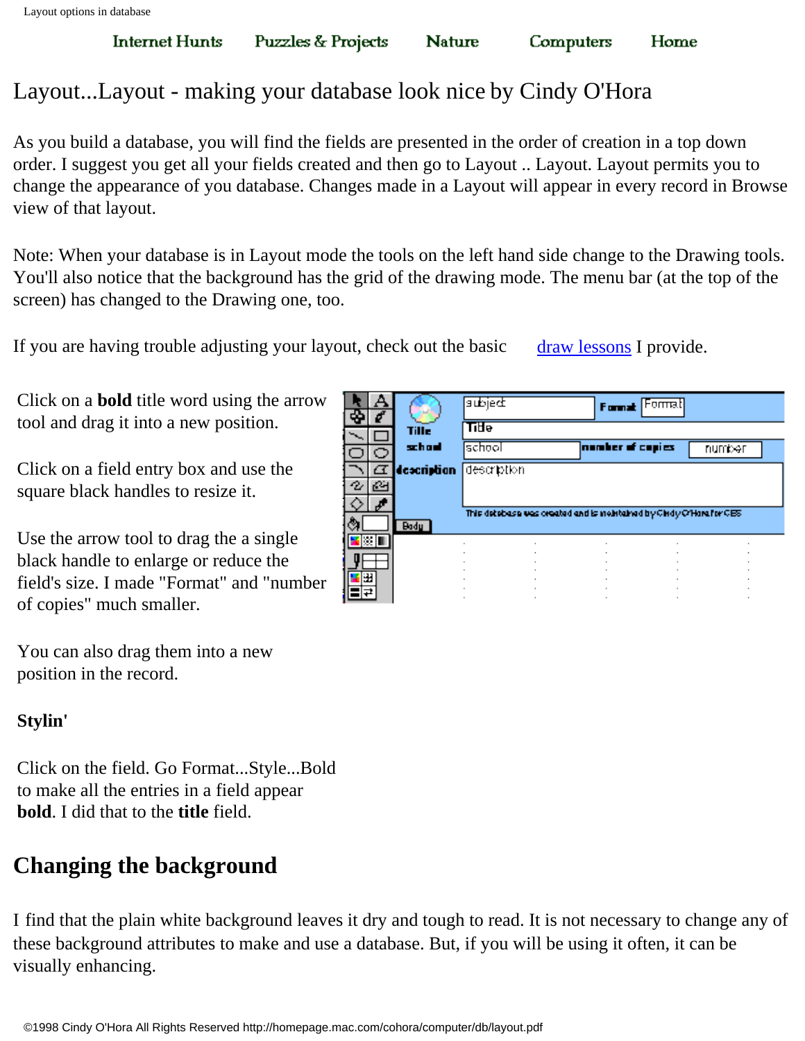Internet Hunts   Puzzles & Projects   Nature   Computers   Home

# Layout...Layout - making your database look nice by Cindy O'Hora

As you build a database, you will find the fields are presented in the order of creation in a top down order. I suggest you get all your fields created and then go to Layout .. Layout. Layout permits you to change the appearance of you database. Changes made in a Layout will appear in every record in Browse view of that layout.

Note: When your database is in Layout mode the tools on the left hand side change to the Drawing tools. You'll also notice that the background has the grid of the drawing mode. The menu bar (at the top of the screen) has changed to the Drawing one, too.

If you are having trouble adjusting your layout, check out the basic draw lessons I provide.

Click on a **bold** title word using the arrow tool and drag it into a new position.

Click on a field entry box and use the square black handles to resize it.

Use the arrow tool to drag the a single black handle to enlarge or reduce the field's size. I made "Format" and "number of copies" much smaller.

You can also drag them into a new position in the record.

**Stylin'**

Click on the field. Go Format...Style...Bold to make all the entries in a field appear **bold**. I did that to the **title** field.

## Changing the background

I find that the plain white background leaves it dry and tough to read. It is not necessary to change any of these background attributes to make and use a database. But, if you will be using it often, it can be visually enhancing.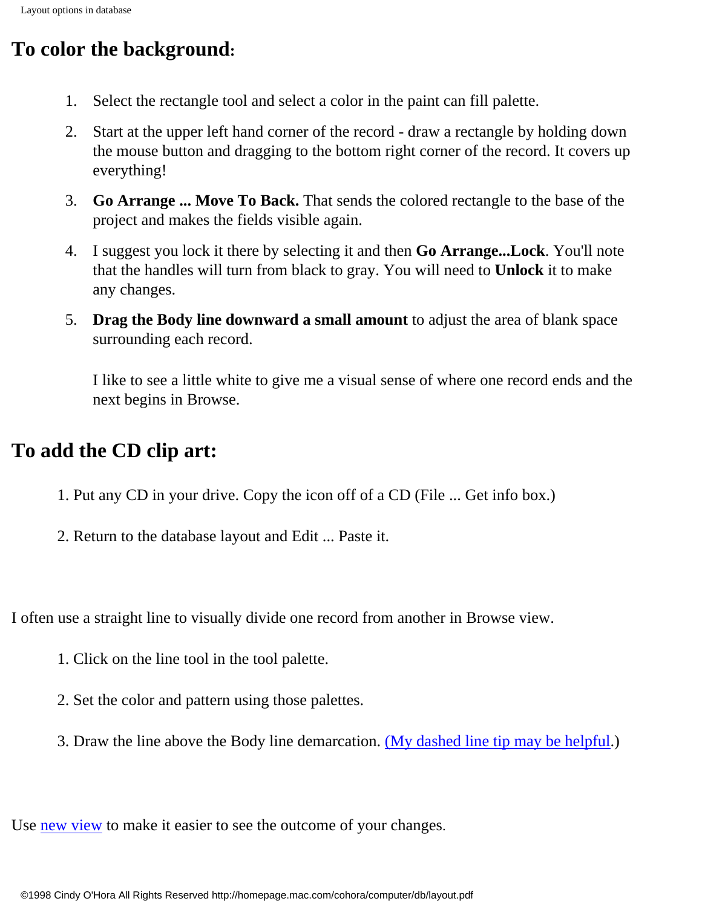## To color the background:

1. Select the rectangle tool and select a color in the paint can fill palette.
2. Start at the upper left hand corner of the record - draw a rectangle by holding down the mouse button and dragging to the bottom right corner of the record. It covers up everything!
3. **Go Arrange ... Move To Back.** That sends the colored rectangle to the base of the project and makes the fields visible again.
4. I suggest you lock it there by selecting it and then **Go Arrange...Lock**. You'll note that the handles will turn from black to gray. You will need to **Unlock** it to make any changes.
5. **Drag the Body line downward a small amount** to adjust the area of blank space surrounding each record.

   I like to see a little white to give me a visual sense of where one record ends and the next begins in Browse.

## To add the CD clip art:

1. Put any CD in your drive. Copy the icon off of a CD (File ... Get info box.)
2. Return to the database layout and Edit ... Paste it.

I often use a straight line to visually divide one record from another in Browse view.

1. Click on the line tool in the tool palette.
2. Set the color and pattern using those palettes.
3. Draw the line above the Body line demarcation. (My dashed line tip may be helpful.)

Use new view to make it easier to see the outcome of your changes.

©1998 Cindy O'Hora All Rights Reserved http://homepage.mac.com/cohora/computer/db/layout.pdf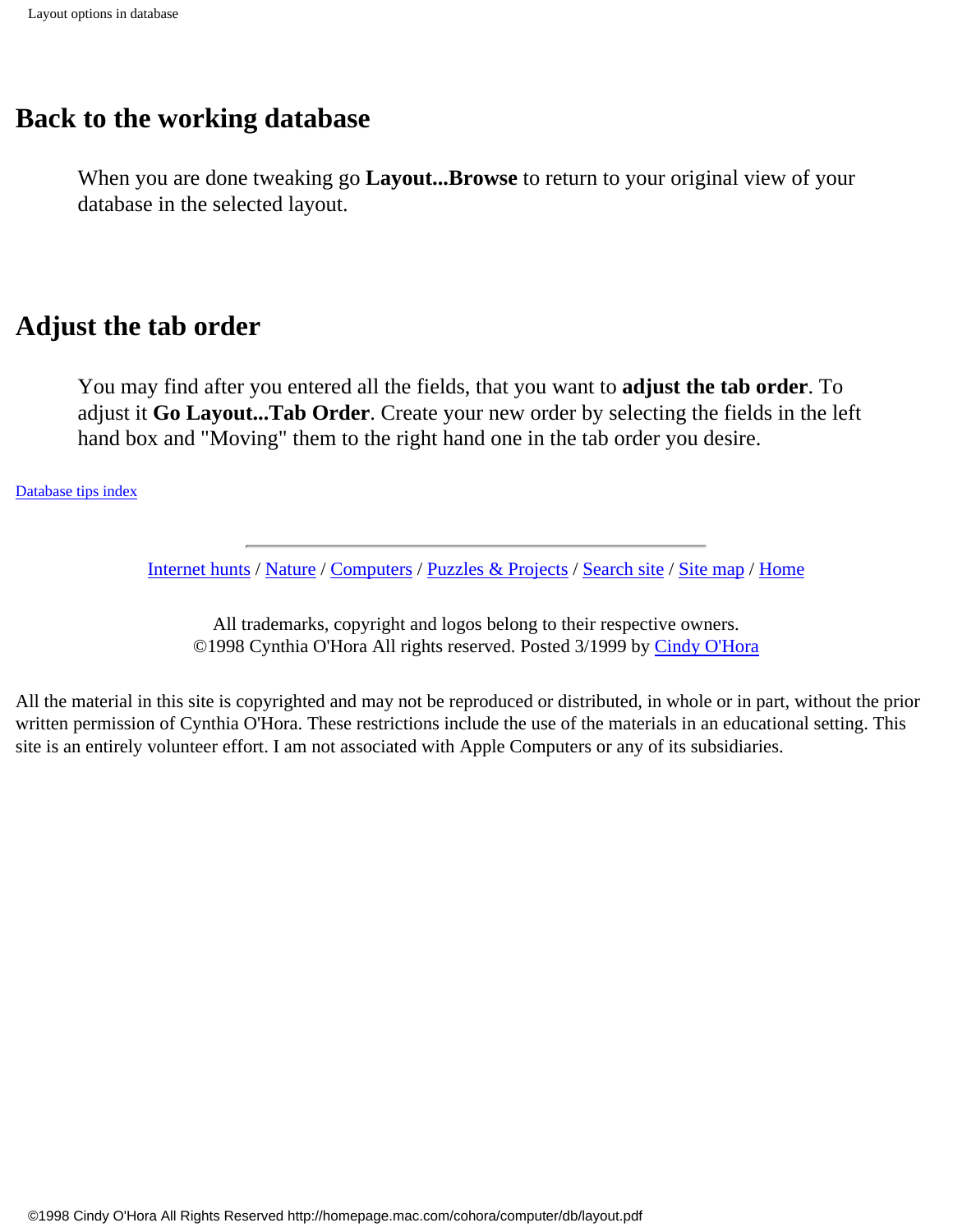## Back to the working database

When you are done tweaking go **Layout...Browse** to return to your original view of your database in the selected layout.

## Adjust the tab order

You may find after you entered all the fields, that you want to **adjust the tab order**. To adjust it **Go Layout...Tab Order**. Create your new order by selecting the fields in the left hand box and "Moving" them to the right hand one in the tab order you desire.

Database tips index

---

Internet hunts / Nature / Computers / Puzzles & Projects / Search site / Site map / Home

All trademarks, copyright and logos belong to their respective owners.
©1998 Cynthia O'Hora All rights reserved. Posted 3/1999 by Cindy O'Hora

All the material in this site is copyrighted and may not be reproduced or distributed, in whole or in part, without the prior written permission of Cynthia O'Hora. These restrictions include the use of the materials in an educational setting. This site is an entirely volunteer effort. I am not associated with Apple Computers or any of its subsidiaries.